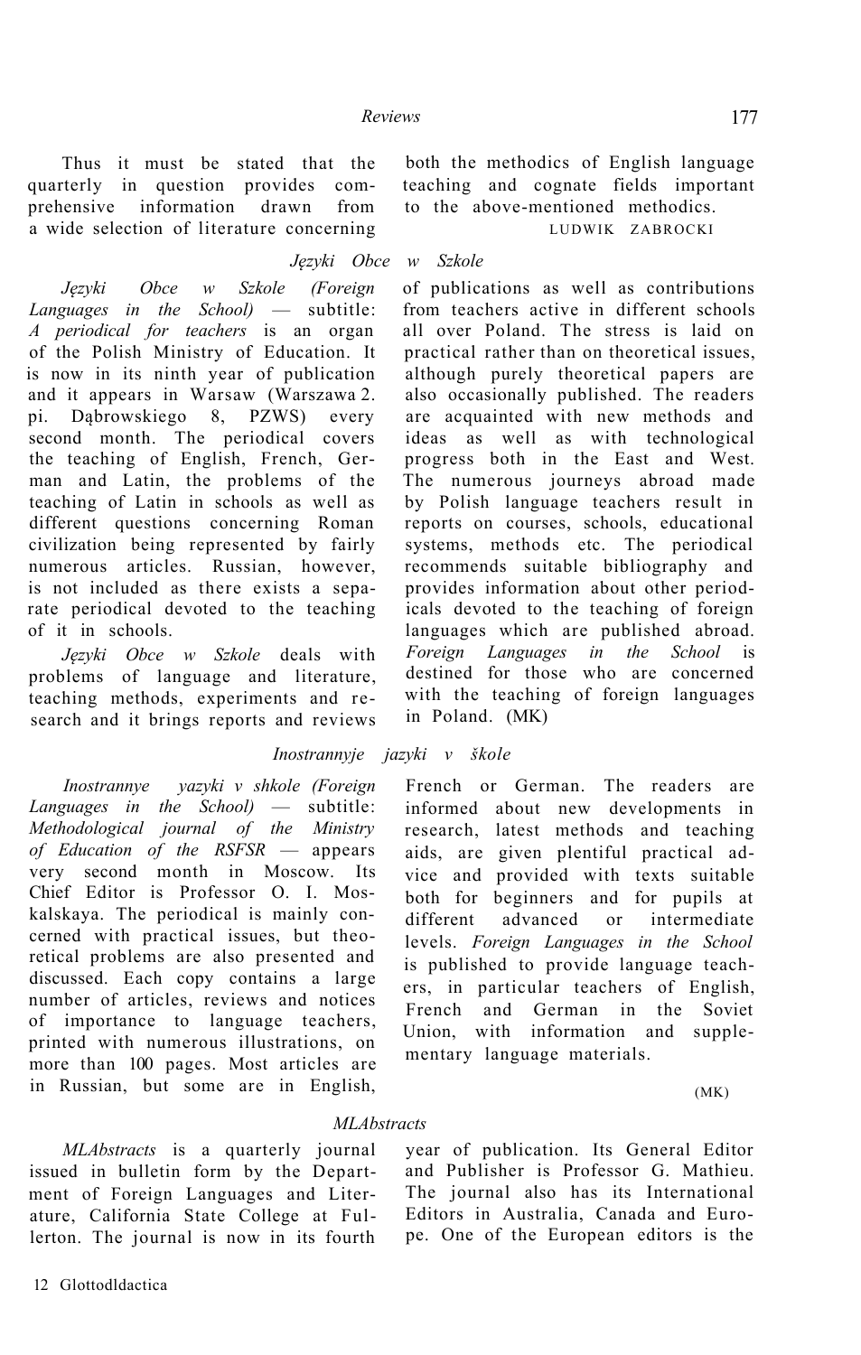Thus it must be stated that the quarterly in question provides comprehensive information drawn from a wide selection of literature concerning both the methodics of English language teaching and cognate fields important to the above-mentioned methodics.

LUDWIK ZABROCKI

## *Języki Obce w Szkole*

*Języki Obce w Szkole (Foreign Languages in the School)* — subtitle: *A periodical for teachers* is an organ of the Polish Ministry of Education. It is now in its ninth year of publication and it appears in Warsaw (Warszawa 2. pi. Dąbrowskiego 8, PZWS) every second month. The periodical covers the teaching of English, French, German and Latin, the problems of the teaching of Latin in schools as well as different questions concerning Roman civilization being represented by fairly numerous articles. Russian, however, is not included as there exists a separate periodical devoted to the teaching of it in schools.

*Języki Obce w Szkole* deals with problems of language and literature, teaching methods, experiments and research and it brings reports and reviews of publications as well as contributions from teachers active in different schools all over Poland. The stress is laid on practical rather than on theoretical issues, although purely theoretical papers are also occasionally published. The readers are acquainted with new methods and ideas as well as with technological progress both in the East and West. The numerous journeys abroad made by Polish language teachers result in reports on courses, schools, educational systems, methods etc. The periodical recommends suitable bibliography and provides information about other periodicals devoted to the teaching of foreign languages which are published abroad. *Foreign Languages in the School* is destined for those who are concerned with the teaching of foreign languages in Poland. (MK)

## *Inostrannyje jazyki v škole*

*Inostrannye yazyki v shkole (Foreign Languages in the School)* — subtitle: *Methodological journal of the Ministry of Education of the RSFSR* — appears very second month in Moscow. Its Chief Editor is Professor O. I. Moskalskaya. The periodical is mainly concerned with practical issues, but theoretical problems are also presented and discussed. Each copy contains a large number of articles, reviews and notices of importance to language teachers, printed with numerous illustrations, on more than 100 pages. Most articles are in Russian, but some are in English, French or German. The readers are informed about new developments in research, latest methods and teaching aids, are given plentiful practical advice and provided with texts suitable both for beginners and for pupils at different advanced or intermediate levels. *Foreign Languages in the School* is published to provide language teachers, in particular teachers of English, French and German in the Soviet Union, with information and supplementary language materials.

(MK)

## *MLAbstracts*

*MLAbstracts* is a quarterly journal issued in bulletin form by the Department of Foreign Languages and Literature, California State College at Fullerton. The journal is now in its fourth year of publication. Its General Editor and Publisher is Professor G. Mathieu. The journal also has its International Editors in Australia, Canada and Europe. One of the European editors is the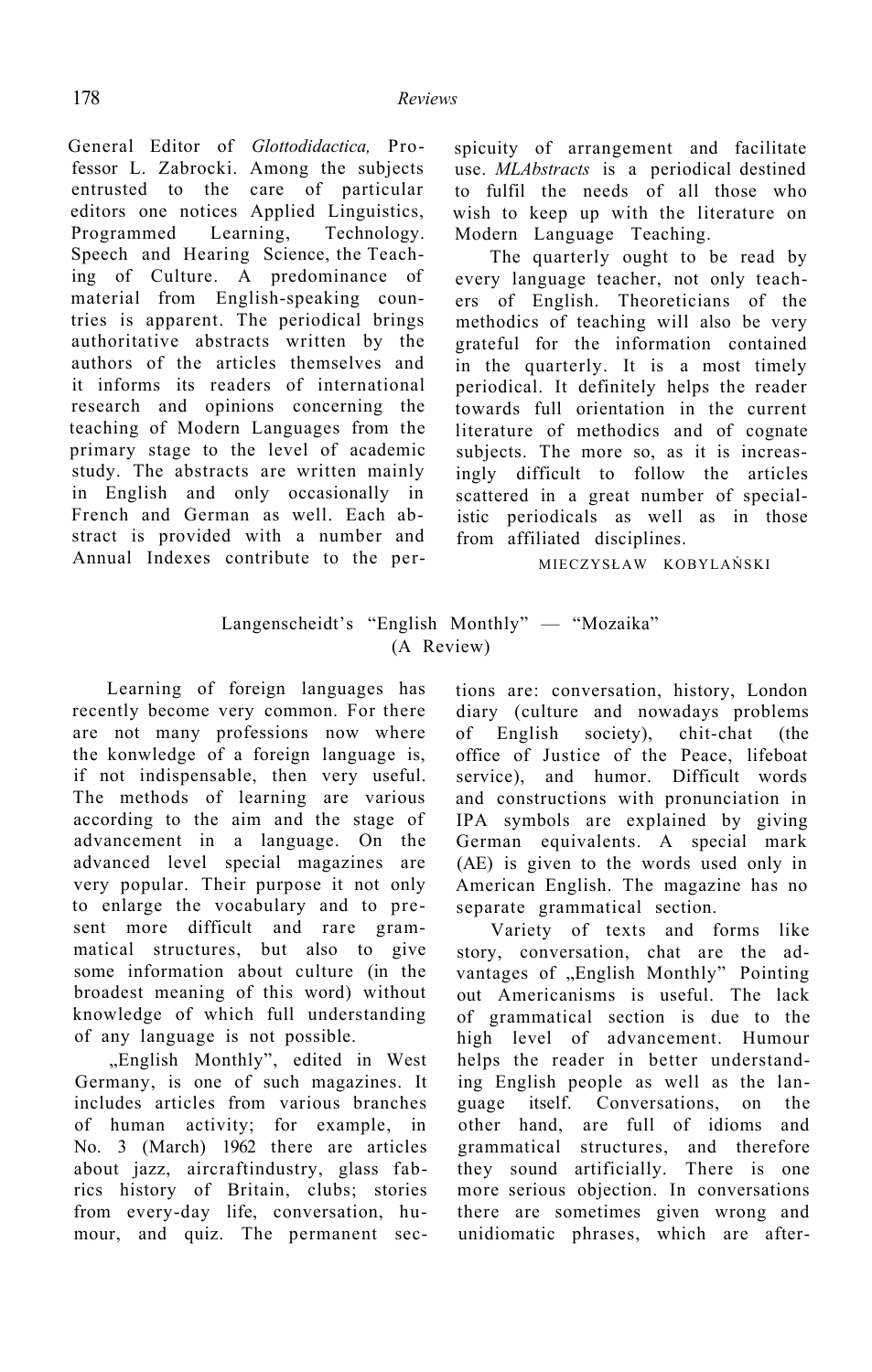General Editor of *Glottodidactica,* Professor L. Zabrocki. Among the subjects entrusted to the care of particular editors one notices Applied Linguistics, Programmed Learning, Technology. Speech and Hearing Science, the Teaching of Culture. A predominance of material from English-speaking countries is apparent. The periodical brings authoritative abstracts written by the authors of the articles themselves and it informs its readers of international research and opinions concerning the teaching of Modern Languages from the primary stage to the level of academic study. The abstracts are written mainly in English and only occasionally in French and German as well. Each abstract is provided with a number and Annual Indexes contribute to the perspicuity of arrangement and facilitate use. *MLAbstracts* is a periodical destined to fulfil the needs of all those who wish to keep up with the literature on Modern Language Teaching.

The quarterly ought to be read by every language teacher, not only teachers of English. Theoreticians of the methodics of teaching will also be very grateful for the information contained in the quarterly. It is a most timely periodical. It definitely helps the reader towards full orientation in the current literature of methodics and of cognate subjects. The more so, as it is increasingly difficult to follow the articles scattered in a great number of specialistic periodicals as well as in those from affiliated disciplines.

MIECZYSŁAW KOBYLAŃSKI

## Langenscheidt's "English Monthly" — "Mozaika" (A Review)

Learning of foreign languages has recently become very common. For there are not many professions now where the konwledge of a foreign language is, if not indispensable, then very useful. The methods of learning are various according to the aim and the stage of advancement in a language. On the advanced level special magazines are very popular. Their purpose it not only to enlarge the vocabulary and to present more difficult and rare grammatical structures, but also to give some information about culture (in the broadest meaning of this word) without knowledge of which full understanding of any language is not possible.

„English Monthly", edited in West Germany, is one of such magazines. It includes articles from various branches of human activity; for example, in No. 3 (March) 1962 there are articles about jazz, aircraftindustry, glass fabrics history of Britain, clubs; stories from every-day life, conversation, humour, and quiz. The permanent sections are: conversation, history, London diary (culture and nowadays problems of English society), chit-chat (the office of Justice of the Peace, lifeboat service), and humor. Difficult words and constructions with pronunciation in IPA symbols are explained by giving German equivalents. A special mark (AE) is given to the words used only in American English. The magazine has no separate grammatical section.

Variety of texts and forms like story, conversation, chat are the advantages of „English Monthly" Pointing out Americanisms is useful. The lack of grammatical section is due to the high level of advancement. Humour helps the reader in better understanding English people as well as the language itself. Conversations, on the other hand, are full of idioms and grammatical structures, and therefore they sound artificially. There is one more serious objection. In conversations there are sometimes given wrong and unidiomatic phrases, which are after-